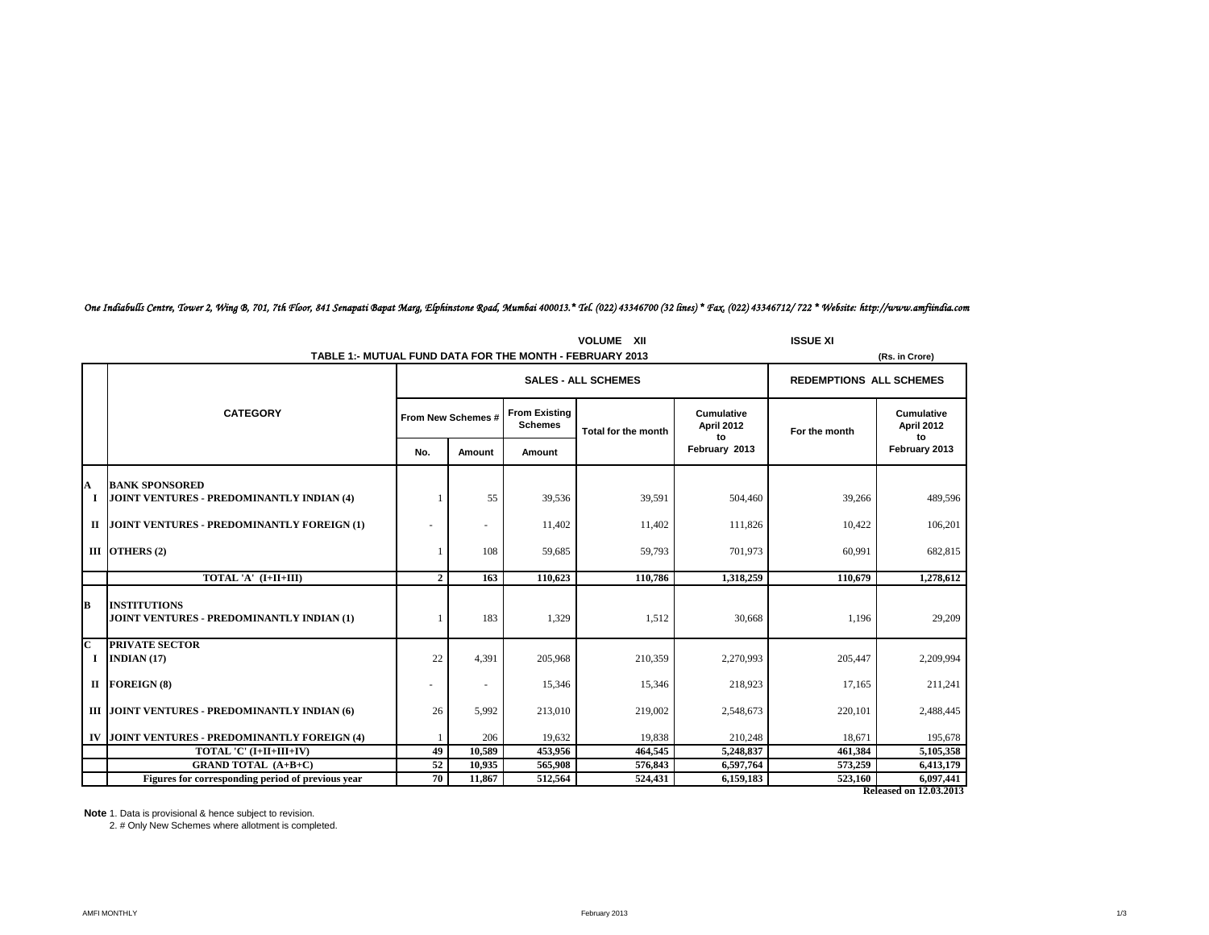*One Indiabulls Centre, Tower 2, Wing B, 701, 7th Floor, 841 Senapati Bapat Marg, Elphinstone Road, Mumbai 400013.* Tel. (022) 43346700 (32 lines) * Fax. (022) 43346712/ 722 * Website: http://www.amfiindia.com*

VOLUME XII ISSUE XI

## TABLE 1:- MUTUAL FUND DATA FOR THE MONTH - FEBRUARY 2013

(Rs. in Crore)

| | CATEGORY | SALES - ALL SCHEMES | | | | | REDEMPTIONS ALL SCHEMES | |
|---|---|---|---|---|---|---|---|---|
| | | From New Schemes # | | From Existing Schemes | Total for the month | Cumulative April 2012 to February 2013 | For the month | Cumulative April 2012 to February 2013 |
| | | No. | Amount | Amount | | | | |
| **A** | **BANK SPONSORED** | | | | | | | |
| **I** | **JOINT VENTURES - PREDOMINANTLY INDIAN (4)** | 1 | 55 | 39,536 | 39,591 | 504,460 | 39,266 | 489,596 |
| **II** | **JOINT VENTURES - PREDOMINANTLY FOREIGN (1)** | - | - | 11,402 | 11,402 | 111,826 | 10,422 | 106,201 |
| **III** | **OTHERS (2)** | 1 | 108 | 59,685 | 59,793 | 701,973 | 60,991 | 682,815 |
| | **TOTAL 'A' (I+II+III)** | **2** | **163** | **110,623** | **110,786** | **1,318,259** | **110,679** | **1,278,612** |
| **B** | **INSTITUTIONS** | | | | | | | |
| | **JOINT VENTURES - PREDOMINANTLY INDIAN (1)** | 1 | 183 | 1,329 | 1,512 | 30,668 | 1,196 | 29,209 |
| **C** | **PRIVATE SECTOR** | | | | | | | |
| **I** | **INDIAN (17)** | 22 | 4,391 | 205,968 | 210,359 | 2,270,993 | 205,447 | 2,209,994 |
| **II** | **FOREIGN (8)** | - | - | 15,346 | 15,346 | 218,923 | 17,165 | 211,241 |
| **III** | **JOINT VENTURES - PREDOMINANTLY INDIAN (6)** | 26 | 5,992 | 213,010 | 219,002 | 2,548,673 | 220,101 | 2,488,445 |
| **IV** | **JOINT VENTURES - PREDOMINANTLY FOREIGN (4)** | 1 | 206 | 19,632 | 19,838 | 210,248 | 18,671 | 195,678 |
| | **TOTAL 'C' (I+II+III+IV)** | **49** | **10,589** | **453,956** | **464,545** | **5,248,837** | **461,384** | **5,105,358** |
| | **GRAND TOTAL (A+B+C)** | **52** | **10,935** | **565,908** | **576,843** | **6,597,764** | **573,259** | **6,413,179** |
| | **Figures for corresponding period of previous year** | **70** | **11,867** | **512,564** | **524,431** | **6,159,183** | **523,160** | **6,097,441** |

**Released on 12.03.2013**

**Note** 1. Data is provisional & hence subject to revision.

2. # Only New Schemes where allotment is completed.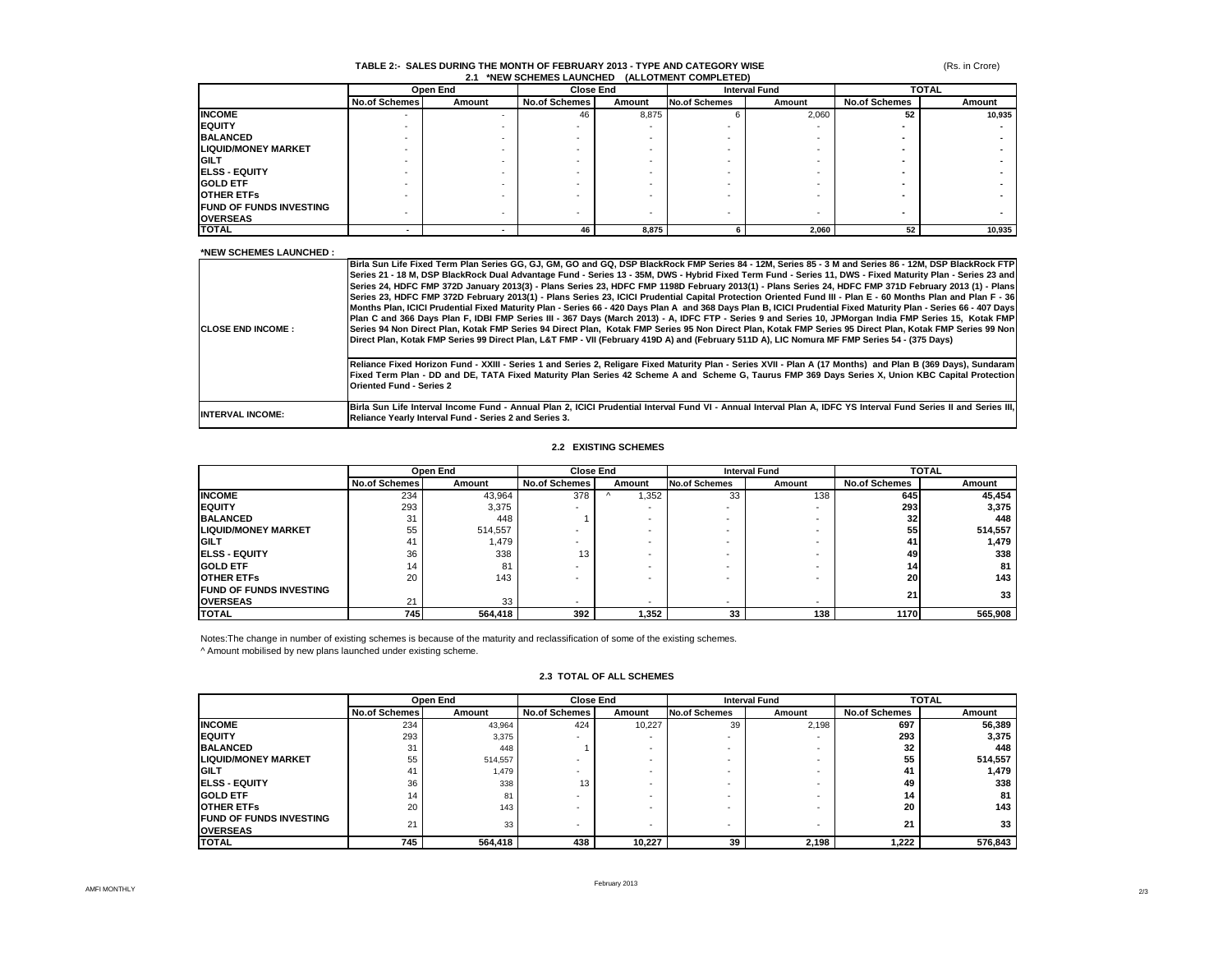## TABLE 2:- SALES DURING THE MONTH OF FEBRUARY 2013 - TYPE AND CATEGORY WISE

(Rs. in Crore)

### 2.1 *NEW SCHEMES LAUNCHED (ALLOTMENT COMPLETED)

| | Open End | | Close End | | Interval Fund | | TOTAL | |
|---|---|---|---|---|---|---|---|---|
| | No.of Schemes | Amount | No.of Schemes | Amount | No.of Schemes | Amount | No.of Schemes | Amount |
| **INCOME** | - | - | 46 | 8,875 | 6 | 2,060 | **52** | **10,935** |
| **EQUITY** | - | - | - | - | - | - | **-** | **-** |
| **BALANCED** | - | - | - | - | - | - | **-** | **-** |
| **LIQUID/MONEY MARKET** | - | - | - | - | - | - | **-** | **-** |
| **GILT** | - | - | - | - | - | - | **-** | **-** |
| **ELSS - EQUITY** | - | - | - | - | - | - | **-** | **-** |
| **GOLD ETF** | - | - | - | - | - | - | **-** | **-** |
| **OTHER ETFs** | - | - | - | - | - | - | **-** | **-** |
| **FUND OF FUNDS INVESTING OVERSEAS** | - | - | - | - | - | - | **-** | **-** |
| **TOTAL** | **-** | **-** | **46** | **8,875** | **6** | **2,060** | **52** | **10,935** |

**\*NEW SCHEMES LAUNCHED :**

| | |
|---|---|
| **CLOSE END INCOME :** | **Birla Sun Life Fixed Term Plan Series GG, GJ, GM, GO and GQ, DSP BlackRock FMP Series 84 - 12M, Series 85 - 3 M and Series 86 - 12M, DSP BlackRock FTP Series 21 - 18 M, DSP BlackRock Dual Advantage Fund - Series 13 - 35M, DWS - Hybrid Fixed Term Fund - Series 11, DWS - Fixed Maturity Plan - Series 23 and Series 24, HDFC FMP 372D January 2013(3) - Plans Series 23, HDFC FMP 1198D February 2013(1) - Plans Series 24, HDFC FMP 371D February 2013 (1) - Plans Series 23, HDFC FMP 372D February 2013(1) - Plans Series 23, ICICI Prudential Capital Protection Oriented Fund III - Plan E - 60 Months Plan and Plan F - 36 Months Plan, ICICI Prudential Fixed Maturity Plan - Series 66 - 420 Days Plan A and 368 Days Plan B, ICICI Prudential Fixed Maturity Plan - Series 66 - 407 Days Plan C and 366 Days Plan F, IDBI FMP Series III - 367 Days (March 2013) - A, IDFC FTP - Series 9 and Series 10, JPMorgan India FMP Series 15, Kotak FMP Series 94 Non Direct Plan, Kotak FMP Series 94 Direct Plan, Kotak FMP Series 95 Non Direct Plan, Kotak FMP Series 95 Direct Plan, Kotak FMP Series 99 Non Direct Plan, Kotak FMP Series 99 Direct Plan, L&T FMP - VII (February 419D A) and (February 511D A), LIC Nomura MF FMP Series 54 - (375 Days)**<br><br>**Reliance Fixed Horizon Fund - XXIII - Series 1 and Series 2, Religare Fixed Maturity Plan - Series XVII - Plan A (17 Months) and Plan B (369 Days), Sundaram Fixed Term Plan - DD and DE, TATA Fixed Maturity Plan Series 42 Scheme A and Scheme G, Taurus FMP 369 Days Series X, Union KBC Capital Protection Oriented Fund - Series 2** |
| **INTERVAL INCOME:** | **Birla Sun Life Interval Income Fund - Annual Plan 2, ICICI Prudential Interval Fund VI - Annual Interval Plan A, IDFC YS Interval Fund Series II and Series III, Reliance Yearly Interval Fund - Series 2 and Series 3.** |

### 2.2 EXISTING SCHEMES

| | Open End | | Close End | | Interval Fund | | TOTAL | |
|---|---|---|---|---|---|---|---|---|
| | No.of Schemes | Amount | No.of Schemes | Amount | No.of Schemes | Amount | No.of Schemes | Amount |
| **INCOME** | 234 | 43,964 | 378 | ^ 1,352 | 33 | 138 | **645** | **45,454** |
| **EQUITY** | 293 | 3,375 | - | - | - | - | **293** | **3,375** |
| **BALANCED** | 31 | 448 | 1 | - | - | - | **32** | **448** |
| **LIQUID/MONEY MARKET** | 55 | 514,557 | - | - | - | - | **55** | **514,557** |
| **GILT** | 41 | 1,479 | - | - | - | - | **41** | **1,479** |
| **ELSS - EQUITY** | 36 | 338 | 13 | - | - | - | **49** | **338** |
| **GOLD ETF** | 14 | 81 | - | - | - | - | **14** | **81** |
| **OTHER ETFs** | 20 | 143 | - | - | - | - | **20** | **143** |
| **FUND OF FUNDS INVESTING OVERSEAS** | 21 | 33 | - | - | - | - | **21** | **33** |
| **TOTAL** | **745** | **564,418** | **392** | **1,352** | **33** | **138** | **1170** | **565,908** |

Notes:The change in number of existing schemes is because of the maturity and reclassification of some of the existing schemes.
^ Amount mobilised by new plans launched under existing scheme.

### 2.3 TOTAL OF ALL SCHEMES

| | Open End | | Close End | | Interval Fund | | TOTAL | |
|---|---|---|---|---|---|---|---|---|
| | No.of Schemes | Amount | No.of Schemes | Amount | No.of Schemes | Amount | No.of Schemes | Amount |
| **INCOME** | 234 | 43,964 | 424 | 10,227 | 39 | 2,198 | **697** | **56,389** |
| **EQUITY** | 293 | 3,375 | - | - | - | - | **293** | **3,375** |
| **BALANCED** | 31 | 448 | 1 | - | - | - | **32** | **448** |
| **LIQUID/MONEY MARKET** | 55 | 514,557 | - | - | - | - | **55** | **514,557** |
| **GILT** | 41 | 1,479 | - | - | - | - | **41** | **1,479** |
| **ELSS - EQUITY** | 36 | 338 | 13 | - | - | - | **49** | **338** |
| **GOLD ETF** | 14 | 81 | - | - | - | - | **14** | **81** |
| **OTHER ETFs** | 20 | 143 | - | - | - | - | **20** | **143** |
| **FUND OF FUNDS INVESTING OVERSEAS** | 21 | 33 | - | - | - | - | **21** | **33** |
| **TOTAL** | **745** | **564,418** | **438** | **10,227** | **39** | **2,198** | **1,222** | **576,843** |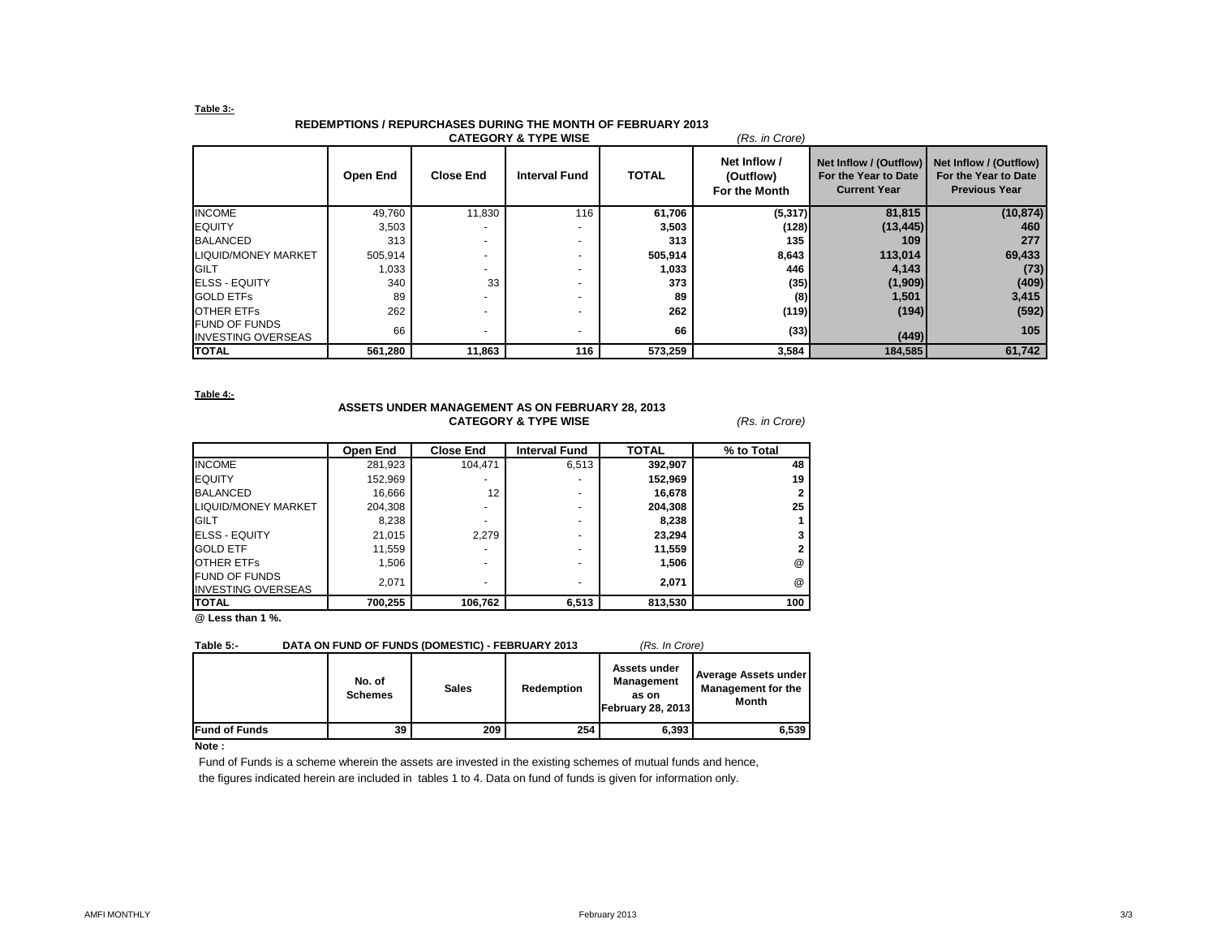**Table 3:-**

**REDEMPTIONS / REPURCHASES DURING THE MONTH OF FEBRUARY 2013**

**CATEGORY & TYPE WISE**

*(Rs. in Crore)*

| | Open End | Close End | Interval Fund | TOTAL | Net Inflow / (Outflow) For the Month | Net Inflow / (Outflow) For the Year to Date Current Year | Net Inflow / (Outflow) For the Year to Date Previous Year |
|---|---|---|---|---|---|---|---|
| INCOME | 49,760 | 11,830 | 116 | **61,706** | **(5,317)** | **81,815** | **(10,874)** |
| EQUITY | 3,503 | - | - | **3,503** | **(128)** | **(13,445)** | **460** |
| BALANCED | 313 | - | - | **313** | **135** | **109** | **277** |
| LIQUID/MONEY MARKET | 505,914 | - | - | **505,914** | **8,643** | **113,014** | **69,433** |
| GILT | 1,033 | - | - | **1,033** | **446** | **4,143** | **(73)** |
| ELSS - EQUITY | 340 | 33 | - | **373** | **(35)** | **(1,909)** | **(409)** |
| GOLD ETFs | 89 | - | - | **89** | **(8)** | **1,501** | **3,415** |
| OTHER ETFs | 262 | - | - | **262** | **(119)** | **(194)** | **(592)** |
| FUND OF FUNDS INVESTING OVERSEAS | 66 | - | - | **66** | **(33)** | **(449)** | **105** |
| **TOTAL** | **561,280** | **11,863** | **116** | **573,259** | **3,584** | **184,585** | **61,742** |

**Table 4:-**

**ASSETS UNDER MANAGEMENT AS ON FEBRUARY 28, 2013**

**CATEGORY & TYPE WISE**

*(Rs. in Crore)*

| | Open End | Close End | Interval Fund | TOTAL | % to Total |
|---|---|---|---|---|---|
| INCOME | 281,923 | 104,471 | 6,513 | **392,907** | **48** |
| EQUITY | 152,969 | - | - | **152,969** | **19** |
| BALANCED | 16,666 | 12 | - | **16,678** | **2** |
| LIQUID/MONEY MARKET | 204,308 | - | - | **204,308** | **25** |
| GILT | 8,238 | - | - | **8,238** | **1** |
| ELSS - EQUITY | 21,015 | 2,279 | - | **23,294** | **3** |
| GOLD ETF | 11,559 | - | - | **11,559** | **2** |
| OTHER ETFs | 1,506 | - | - | **1,506** | @ |
| FUND OF FUNDS INVESTING OVERSEAS | 2,071 | - | - | **2,071** | @ |
| **TOTAL** | **700,255** | **106,762** | **6,513** | **813,530** | **100** |

**@ Less than 1 %.**

**Table 5:- DATA ON FUND OF FUNDS (DOMESTIC) - FEBRUARY 2013** *(Rs. In Crore)*

| | No. of Schemes | Sales | Redemption | Assets under Management as on February 28, 2013 | Average Assets under Management for the Month |
|---|---|---|---|---|---|
| **Fund of Funds** | **39** | **209** | **254** | **6,393** | **6,539** |

**Note :**

Fund of Funds is a scheme wherein the assets are invested in the existing schemes of mutual funds and hence, the figures indicated herein are included in tables 1 to 4. Data on fund of funds is given for information only.